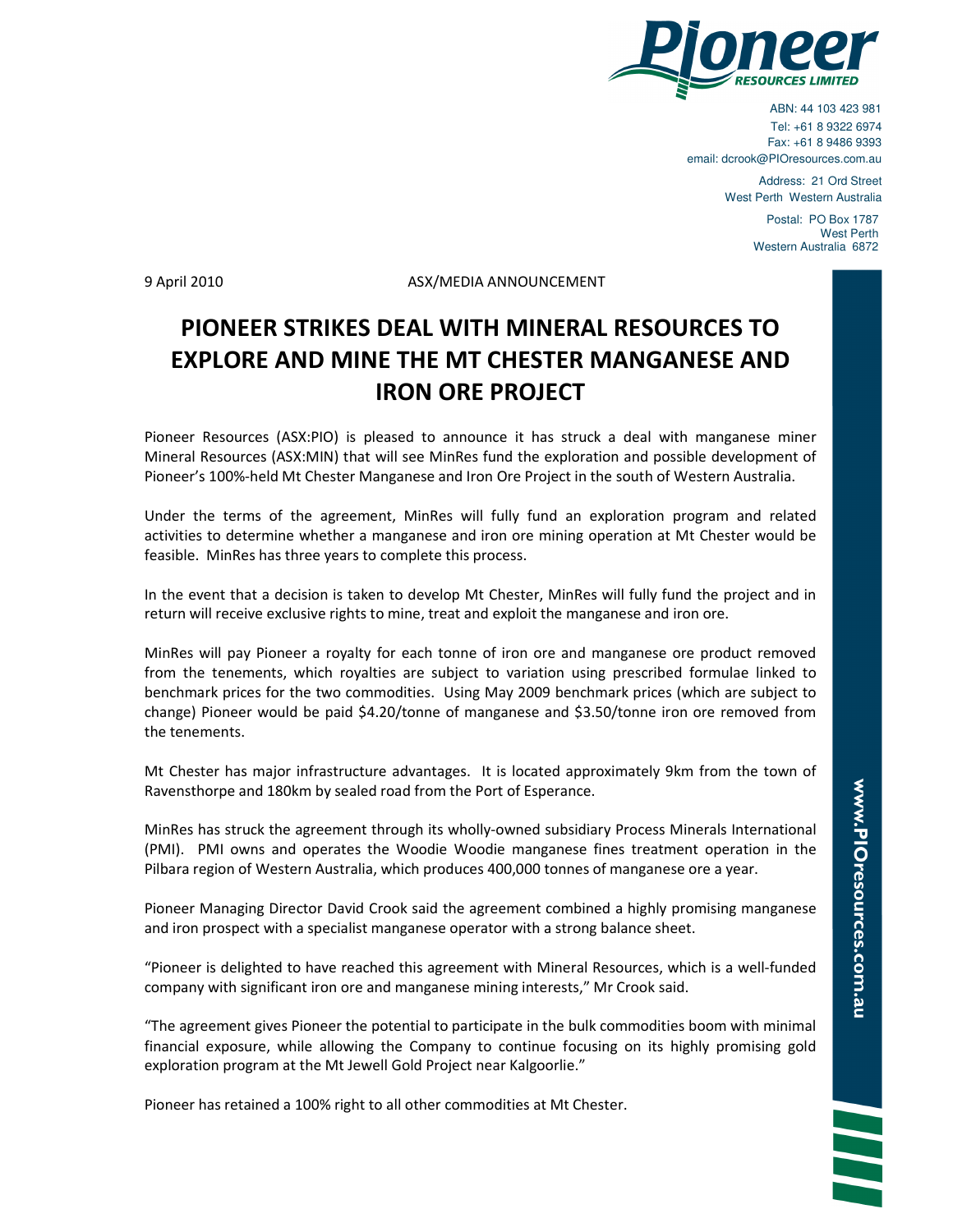ABN: 44 103 423 981
Tel: +61 8 9322 6974
Fax: +61 8 9486 9393
email: dcrook@PIOresources.com.au

Address: 21 Ord Street
West Perth Western Australia

Postal: PO Box 1787
West Perth
Western Australia 6872

9 April 2010 ASX/MEDIA ANNOUNCEMENT

# PIONEER STRIKES DEAL WITH MINERAL RESOURCES TO EXPLORE AND MINE THE MT CHESTER MANGANESE AND IRON ORE PROJECT

Pioneer Resources (ASX:PIO) is pleased to announce it has struck a deal with manganese miner Mineral Resources (ASX:MIN) that will see MinRes fund the exploration and possible development of Pioneer's 100%-held Mt Chester Manganese and Iron Ore Project in the south of Western Australia.

Under the terms of the agreement, MinRes will fully fund an exploration program and related activities to determine whether a manganese and iron ore mining operation at Mt Chester would be feasible. MinRes has three years to complete this process.

In the event that a decision is taken to develop Mt Chester, MinRes will fully fund the project and in return will receive exclusive rights to mine, treat and exploit the manganese and iron ore.

MinRes will pay Pioneer a royalty for each tonne of iron ore and manganese ore product removed from the tenements, which royalties are subject to variation using prescribed formulae linked to benchmark prices for the two commodities. Using May 2009 benchmark prices (which are subject to change) Pioneer would be paid $4.20/tonne of manganese and $3.50/tonne iron ore removed from the tenements.

Mt Chester has major infrastructure advantages. It is located approximately 9km from the town of Ravensthorpe and 180km by sealed road from the Port of Esperance.

MinRes has struck the agreement through its wholly-owned subsidiary Process Minerals International (PMI). PMI owns and operates the Woodie Woodie manganese fines treatment operation in the Pilbara region of Western Australia, which produces 400,000 tonnes of manganese ore a year.

Pioneer Managing Director David Crook said the agreement combined a highly promising manganese and iron prospect with a specialist manganese operator with a strong balance sheet.

"Pioneer is delighted to have reached this agreement with Mineral Resources, which is a well-funded company with significant iron ore and manganese mining interests," Mr Crook said.

"The agreement gives Pioneer the potential to participate in the bulk commodities boom with minimal financial exposure, while allowing the Company to continue focusing on its highly promising gold exploration program at the Mt Jewell Gold Project near Kalgoorlie."

Pioneer has retained a 100% right to all other commodities at Mt Chester.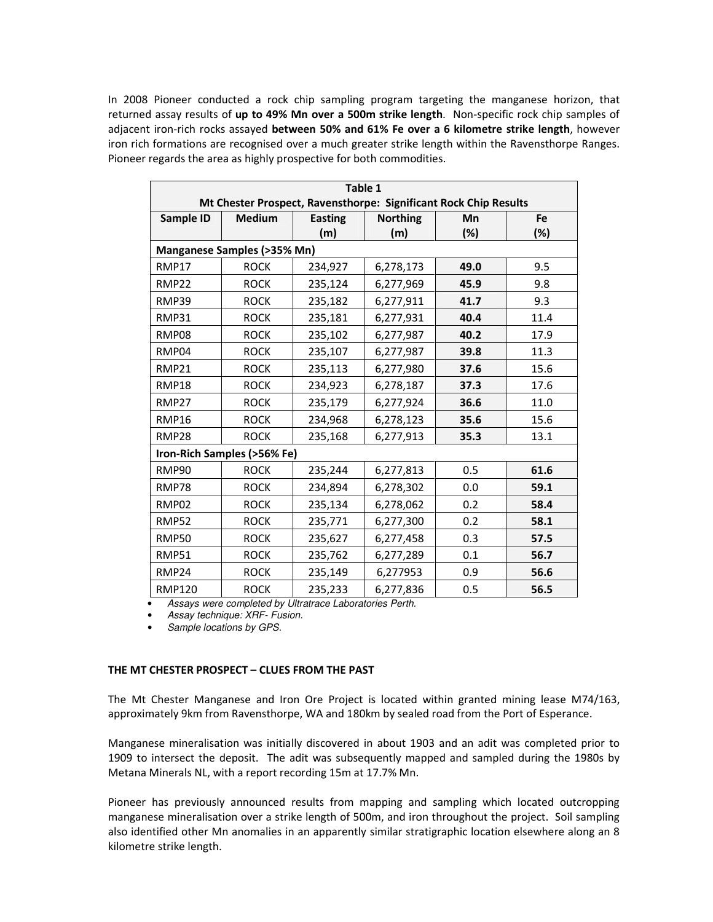In 2008 Pioneer conducted a rock chip sampling program targeting the manganese horizon, that returned assay results of **up to 49% Mn over a 500m strike length**. Non-specific rock chip samples of adjacent iron-rich rocks assayed **between 50% and 61% Fe over a 6 kilometre strike length**, however iron rich formations are recognised over a much greater strike length within the Ravensthorpe Ranges. Pioneer regards the area as highly prospective for both commodities.

| **Table 1**<br>**Mt Chester Prospect, Ravensthorpe: Significant Rock Chip Results** | | | | | |
|---|---|---|---|---|---|
| **Sample ID** | **Medium** | **Easting (m)** | **Northing (m)** | **Mn (%)** | **Fe (%)** |
| **Manganese Samples (>35% Mn)** | | | | | |
| RMP17 | ROCK | 234,927 | 6,278,173 | **49.0** | 9.5 |
| RMP22 | ROCK | 235,124 | 6,277,969 | **45.9** | 9.8 |
| RMP39 | ROCK | 235,182 | 6,277,911 | **41.7** | 9.3 |
| RMP31 | ROCK | 235,181 | 6,277,931 | **40.4** | 11.4 |
| RMP08 | ROCK | 235,102 | 6,277,987 | **40.2** | 17.9 |
| RMP04 | ROCK | 235,107 | 6,277,987 | **39.8** | 11.3 |
| RMP21 | ROCK | 235,113 | 6,277,980 | **37.6** | 15.6 |
| RMP18 | ROCK | 234,923 | 6,278,187 | **37.3** | 17.6 |
| RMP27 | ROCK | 235,179 | 6,277,924 | **36.6** | 11.0 |
| RMP16 | ROCK | 234,968 | 6,278,123 | **35.6** | 15.6 |
| RMP28 | ROCK | 235,168 | 6,277,913 | **35.3** | 13.1 |
| **Iron-Rich Samples (>56% Fe)** | | | | | |
| RMP90 | ROCK | 235,244 | 6,277,813 | 0.5 | **61.6** |
| RMP78 | ROCK | 234,894 | 6,278,302 | 0.0 | **59.1** |
| RMP02 | ROCK | 235,134 | 6,278,062 | 0.2 | **58.4** |
| RMP52 | ROCK | 235,771 | 6,277,300 | 0.2 | **58.1** |
| RMP50 | ROCK | 235,627 | 6,277,458 | 0.3 | **57.5** |
| RMP51 | ROCK | 235,762 | 6,277,289 | 0.1 | **56.7** |
| RMP24 | ROCK | 235,149 | 6,277953 | 0.9 | **56.6** |
| RMP120 | ROCK | 235,233 | 6,277,836 | 0.5 | **56.5** |

- *Assays were completed by Ultratrace Laboratories Perth.*
- *Assay technique: XRF- Fusion.*
- *Sample locations by GPS.*

**THE MT CHESTER PROSPECT – CLUES FROM THE PAST**

The Mt Chester Manganese and Iron Ore Project is located within granted mining lease M74/163, approximately 9km from Ravensthorpe, WA and 180km by sealed road from the Port of Esperance.

Manganese mineralisation was initially discovered in about 1903 and an adit was completed prior to 1909 to intersect the deposit. The adit was subsequently mapped and sampled during the 1980s by Metana Minerals NL, with a report recording 15m at 17.7% Mn.

Pioneer has previously announced results from mapping and sampling which located outcropping manganese mineralisation over a strike length of 500m, and iron throughout the project. Soil sampling also identified other Mn anomalies in an apparently similar stratigraphic location elsewhere along an 8 kilometre strike length.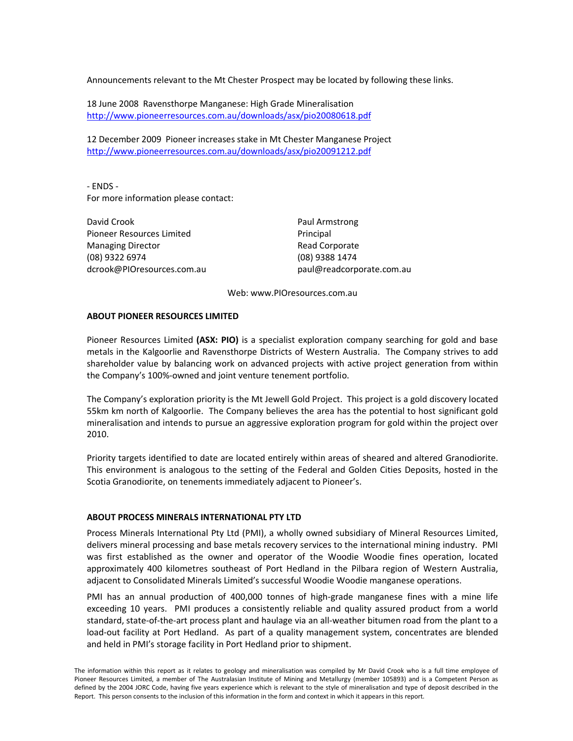Announcements relevant to the Mt Chester Prospect may be located by following these links.

18 June 2008 Ravensthorpe Manganese: High Grade Mineralisation
http://www.pioneerresources.com.au/downloads/asx/pio20080618.pdf

12 December 2009 Pioneer increases stake in Mt Chester Manganese Project
http://www.pioneerresources.com.au/downloads/asx/pio20091212.pdf

- ENDS -

For more information please contact:

David Crook
Pioneer Resources Limited
Managing Director
(08) 9322 6974
dcrook@PIOresources.com.au

Paul Armstrong
Principal
Read Corporate
(08) 9388 1474
paul@readcorporate.com.au

Web: www.PIOresources.com.au

**ABOUT PIONEER RESOURCES LIMITED**

Pioneer Resources Limited **(ASX: PIO)** is a specialist exploration company searching for gold and base metals in the Kalgoorlie and Ravensthorpe Districts of Western Australia. The Company strives to add shareholder value by balancing work on advanced projects with active project generation from within the Company's 100%-owned and joint venture tenement portfolio.

The Company's exploration priority is the Mt Jewell Gold Project. This project is a gold discovery located 55km km north of Kalgoorlie. The Company believes the area has the potential to host significant gold mineralisation and intends to pursue an aggressive exploration program for gold within the project over 2010.

Priority targets identified to date are located entirely within areas of sheared and altered Granodiorite. This environment is analogous to the setting of the Federal and Golden Cities Deposits, hosted in the Scotia Granodiorite, on tenements immediately adjacent to Pioneer's.

**ABOUT PROCESS MINERALS INTERNATIONAL PTY LTD**

Process Minerals International Pty Ltd (PMI), a wholly owned subsidiary of Mineral Resources Limited, delivers mineral processing and base metals recovery services to the international mining industry. PMI was first established as the owner and operator of the Woodie Woodie fines operation, located approximately 400 kilometres southeast of Port Hedland in the Pilbara region of Western Australia, adjacent to Consolidated Minerals Limited's successful Woodie Woodie manganese operations.

PMI has an annual production of 400,000 tonnes of high-grade manganese fines with a mine life exceeding 10 years. PMI produces a consistently reliable and quality assured product from a world standard, state-of-the-art process plant and haulage via an all-weather bitumen road from the plant to a load-out facility at Port Hedland. As part of a quality management system, concentrates are blended and held in PMI's storage facility in Port Hedland prior to shipment.

The information within this report as it relates to geology and mineralisation was compiled by Mr David Crook who is a full time employee of Pioneer Resources Limited, a member of The Australasian Institute of Mining and Metallurgy (member 105893) and is a Competent Person as defined by the 2004 JORC Code, having five years experience which is relevant to the style of mineralisation and type of deposit described in the Report. This person consents to the inclusion of this information in the form and context in which it appears in this report.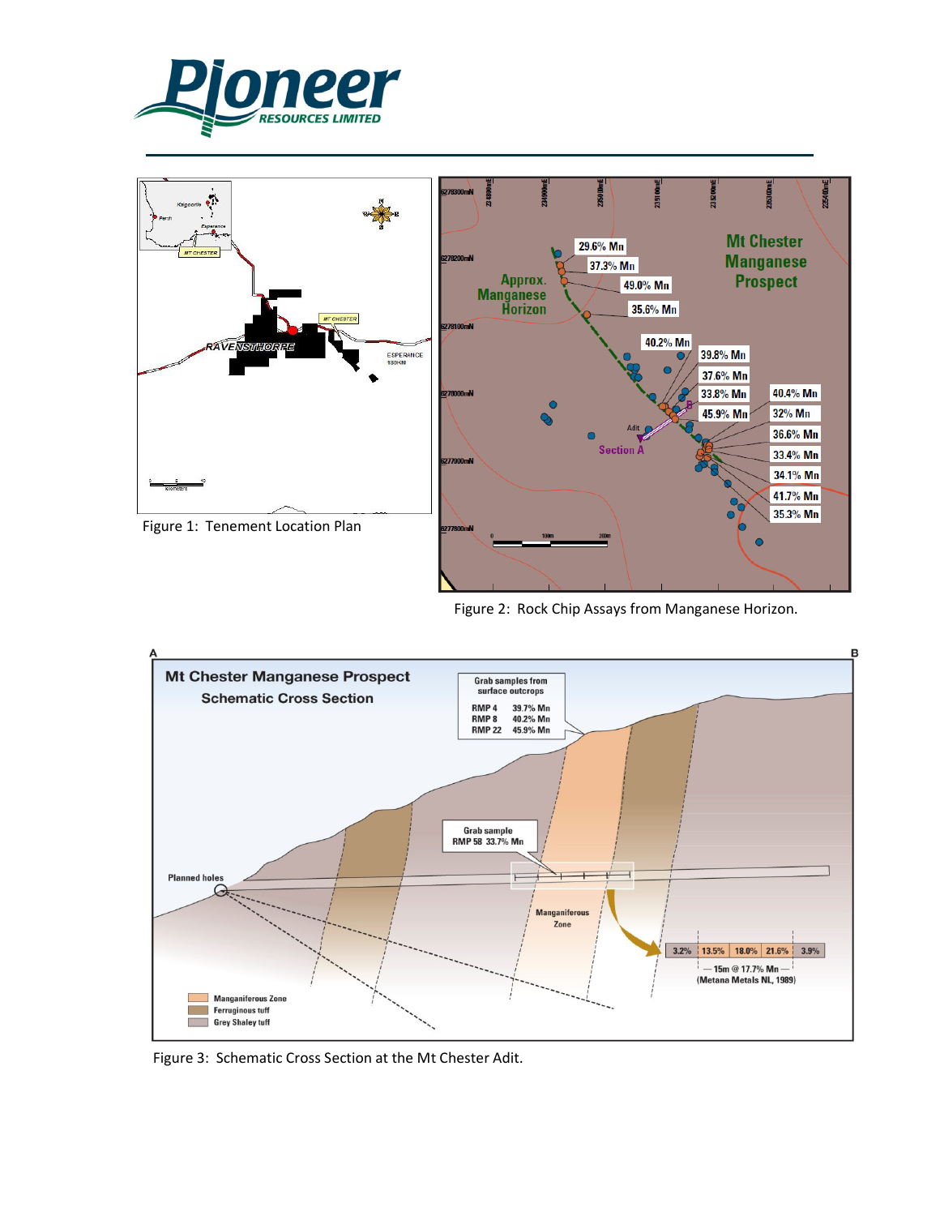Figure 1: Tenement Location Plan

Figure 2: Rock Chip Assays from Manganese Horizon.

Figure 3: Schematic Cross Section at the Mt Chester Adit.